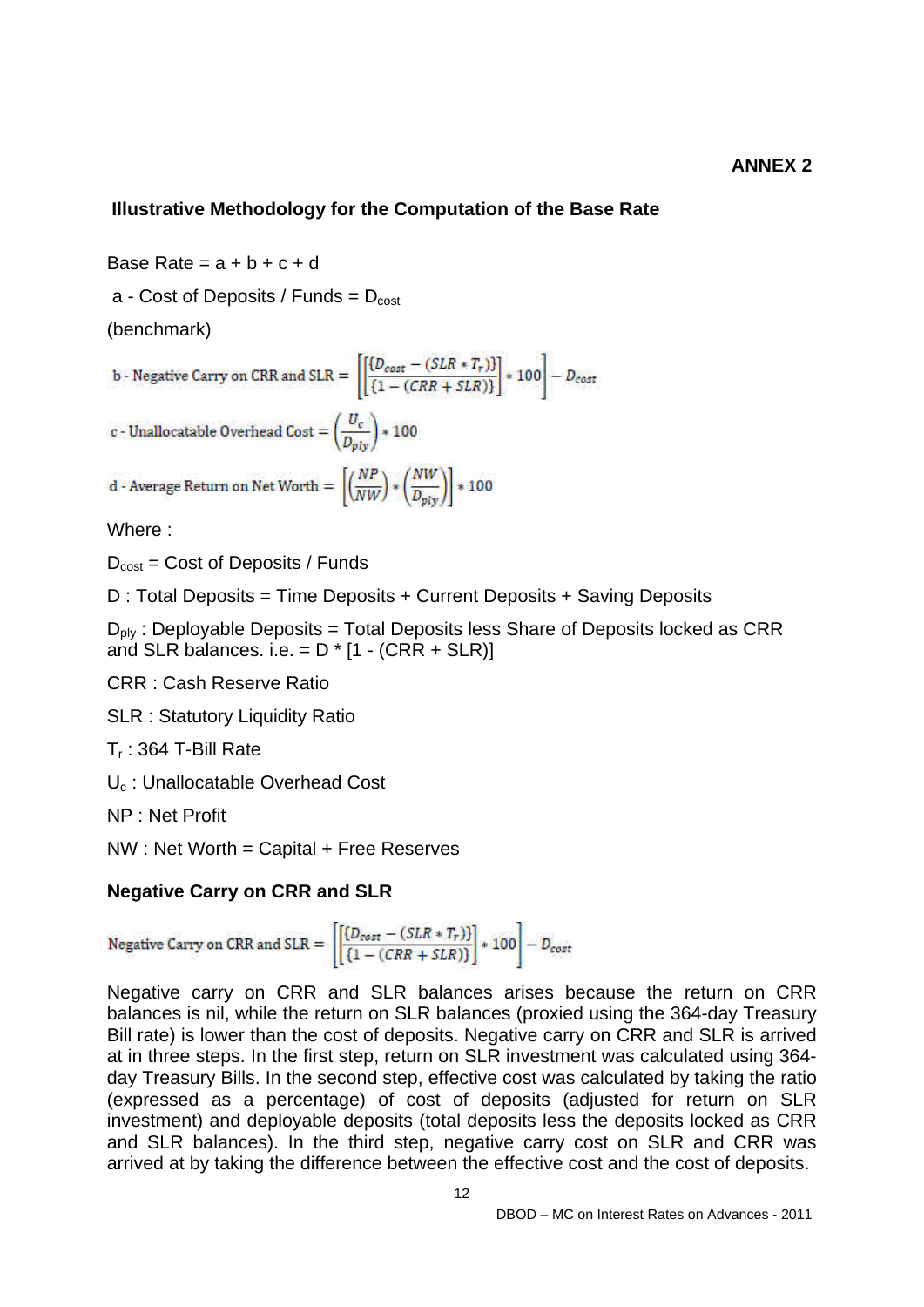**ANNEX 2**

## Illustrative Methodology for the Computation of the Base Rate

Base Rate = a + b + c + d

a - Cost of Deposits / Funds = $D_{cost}$

(benchmark)

$$\text{b - Negative Carry on CRR and SLR} = \left[\left[\frac{\{D_{cost} - (SLR * T_r)\}}{\{1 - (CRR + SLR)\}}\right] * 100\right] - D_{cost}$$

$$\text{c - Unallocatable Overhead Cost} = \left(\frac{U_c}{D_{ply}}\right) * 100$$

$$\text{d - Average Return on Net Worth} = \left[\left(\frac{NP}{NW}\right) * \left(\frac{NW}{D_{ply}}\right)\right] * 100$$

Where :

$D_{cost}$ = Cost of Deposits / Funds

D : Total Deposits = Time Deposits + Current Deposits + Saving Deposits

$D_{ply}$ : Deployable Deposits = Total Deposits less Share of Deposits locked as CRR and SLR balances. i.e. = D * [1 - (CRR + SLR)]

CRR : Cash Reserve Ratio

SLR : Statutory Liquidity Ratio

$T_r$ : 364 T-Bill Rate

$U_c$ : Unallocatable Overhead Cost

NP : Net Profit

NW : Net Worth = Capital + Free Reserves

### Negative Carry on CRR and SLR

$$\text{Negative Carry on CRR and SLR} = \left[\left[\frac{\{D_{cost} - (SLR * T_r)\}}{\{1 - (CRR + SLR)\}}\right] * 100\right] - D_{cost}$$

Negative carry on CRR and SLR balances arises because the return on CRR balances is nil, while the return on SLR balances (proxied using the 364-day Treasury Bill rate) is lower than the cost of deposits. Negative carry on CRR and SLR is arrived at in three steps. In the first step, return on SLR investment was calculated using 364-day Treasury Bills. In the second step, effective cost was calculated by taking the ratio (expressed as a percentage) of cost of deposits (adjusted for return on SLR investment) and deployable deposits (total deposits less the deposits locked as CRR and SLR balances). In the third step, negative carry cost on SLR and CRR was arrived at by taking the difference between the effective cost and the cost of deposits.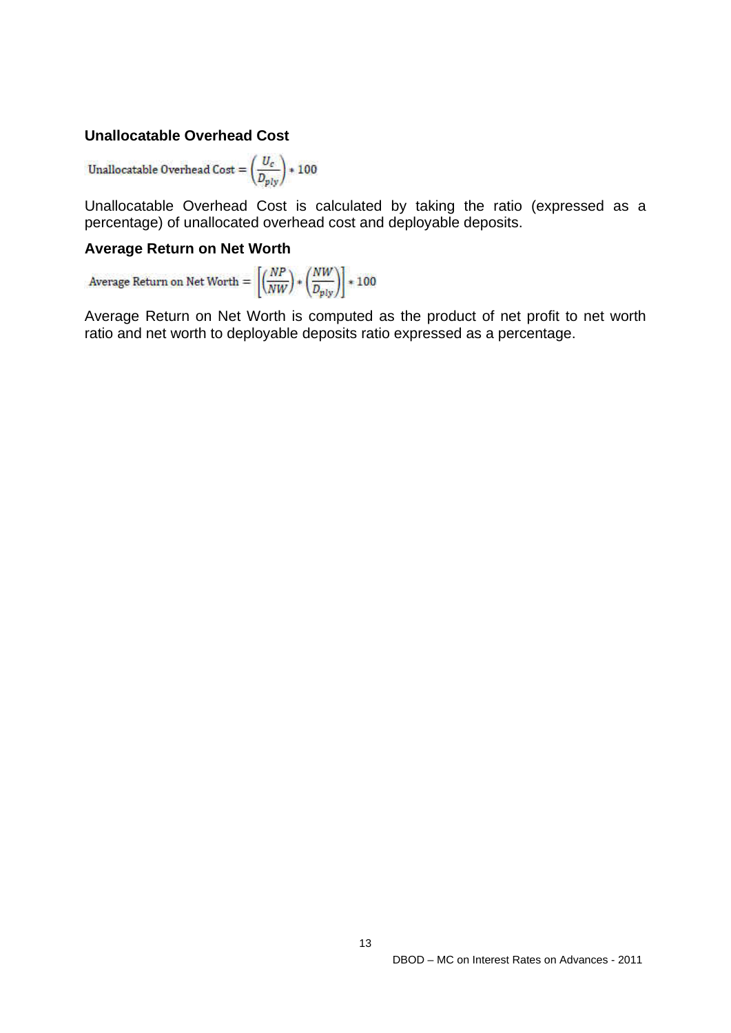### Unallocatable Overhead Cost

$$\text{Unallocatable Overhead Cost} = \left(\frac{U_c}{D_{ply}}\right) * 100$$

Unallocatable Overhead Cost is calculated by taking the ratio (expressed as a percentage) of unallocated overhead cost and deployable deposits.

### Average Return on Net Worth

$$\text{Average Return on Net Worth} = \left[\left(\frac{NP}{NW}\right) * \left(\frac{NW}{D_{ply}}\right)\right] * 100$$

Average Return on Net Worth is computed as the product of net profit to net worth ratio and net worth to deployable deposits ratio expressed as a percentage.